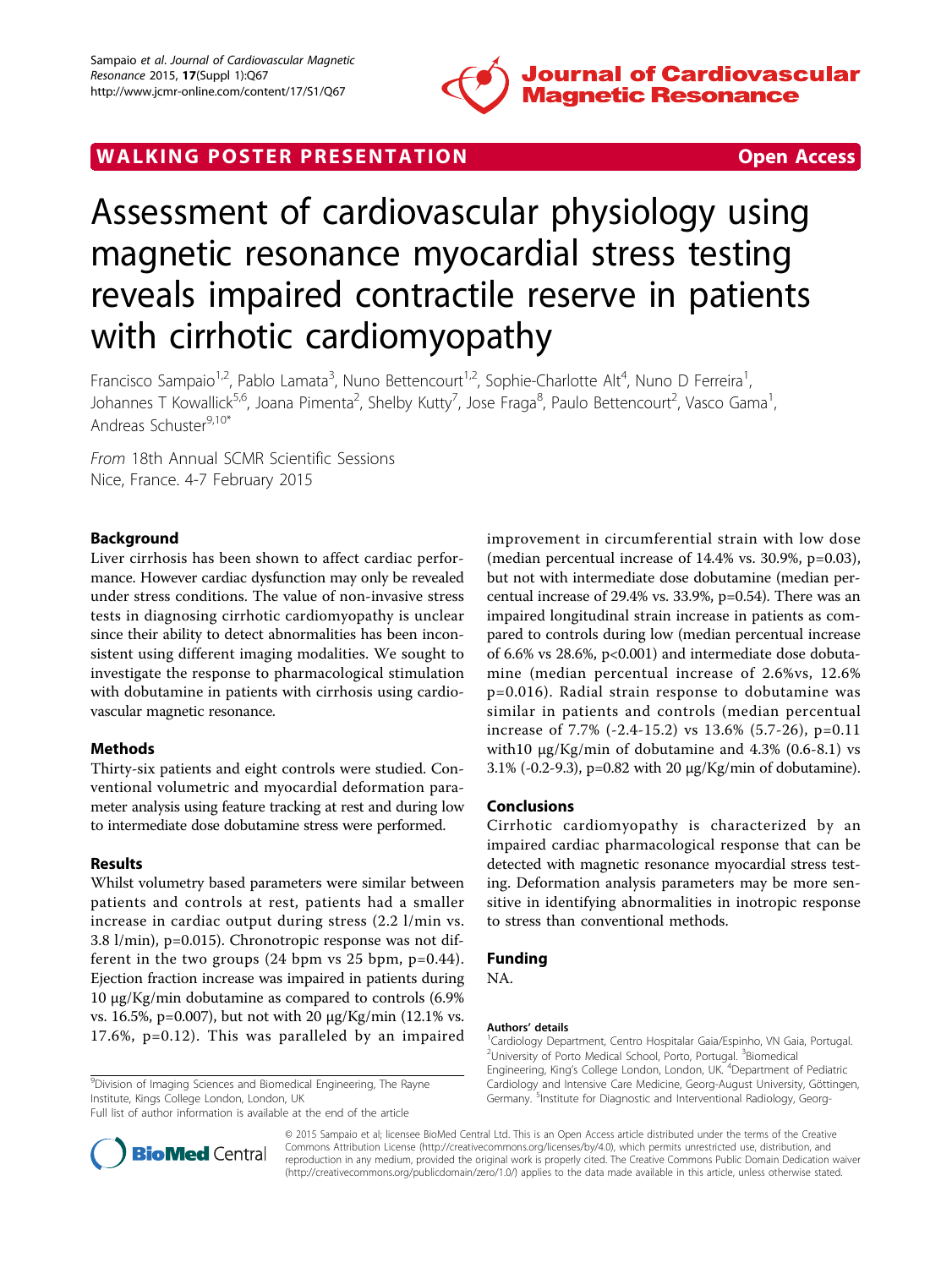WALKING POSTER PRESENTATION

Open Access

# Assessment of cardiovascular physiology using magnetic resonance myocardial stress testing reveals impaired contractile reserve in patients with cirrhotic cardiomyopathy

Francisco Sampaio[1,2], Pablo Lamata[3], Nuno Bettencourt[1,2], Sophie-Charlotte Alt[4], Nuno D Ferreira[1], Johannes T Kowallick[5,6], Joana Pimenta[2], Shelby Kutty[7], Jose Fraga[8], Paulo Bettencourt[2], Vasco Gama[1], Andreas Schuster[9,10*]

*From* 18th Annual SCMR Scientific Sessions
Nice, France. 4-7 February 2015

## Background

Liver cirrhosis has been shown to affect cardiac performance. However cardiac dysfunction may only be revealed under stress conditions. The value of non-invasive stress tests in diagnosing cirrhotic cardiomyopathy is unclear since their ability to detect abnormalities has been inconsistent using different imaging modalities. We sought to investigate the response to pharmacological stimulation with dobutamine in patients with cirrhosis using cardiovascular magnetic resonance.

## Methods

Thirty-six patients and eight controls were studied. Conventional volumetric and myocardial deformation parameter analysis using feature tracking at rest and during low to intermediate dose dobutamine stress were performed.

## Results

Whilst volumetry based parameters were similar between patients and controls at rest, patients had a smaller increase in cardiac output during stress (2.2 l/min vs. 3.8 l/min), p=0.015). Chronotropic response was not different in the two groups (24 bpm vs 25 bpm, p=0.44). Ejection fraction increase was impaired in patients during 10 μg/Kg/min dobutamine as compared to controls (6.9% vs. 16.5%, p=0.007), but not with 20 μg/Kg/min (12.1% vs. 17.6%, p=0.12). This was paralleled by an impaired improvement in circumferential strain with low dose (median percentual increase of 14.4% vs. 30.9%, p=0.03), but not with intermediate dose dobutamine (median percentual increase of 29.4% vs. 33.9%, p=0.54). There was an impaired longitudinal strain increase in patients as compared to controls during low (median percentual increase of 6.6% vs 28.6%, p<0.001) and intermediate dose dobutamine (median percentual increase of 2.6%vs, 12.6% p=0.016). Radial strain response to dobutamine was similar in patients and controls (median percentual increase of 7.7% (-2.4-15.2) vs 13.6% (5.7-26), p=0.11 with10 μg/Kg/min of dobutamine and 4.3% (0.6-8.1) vs 3.1% (-0.2-9.3), p=0.82 with 20 μg/Kg/min of dobutamine).

## Conclusions

Cirrhotic cardiomyopathy is characterized by an impaired cardiac pharmacological response that can be detected with magnetic resonance myocardial stress testing. Deformation analysis parameters may be more sensitive in identifying abnormalities in inotropic response to stress than conventional methods.

## Funding

NA.

[9]Division of Imaging Sciences and Biomedical Engineering, The Rayne Institute, Kings College London, London, UK
Full list of author information is available at the end of the article

### Authors' details

[1]Cardiology Department, Centro Hospitalar Gaia/Espinho, VN Gaia, Portugal. [2]University of Porto Medical School, Porto, Portugal. [3]Biomedical Engineering, King's College London, London, UK. [4]Department of Pediatric Cardiology and Intensive Care Medicine, Georg-August University, Göttingen, Germany. [5]Institute for Diagnostic and Interventional Radiology, Georg-

© 2015 Sampaio et al; licensee BioMed Central Ltd. This is an Open Access article distributed under the terms of the Creative Commons Attribution License (http://creativecommons.org/licenses/by/4.0), which permits unrestricted use, distribution, and reproduction in any medium, provided the original work is properly cited. The Creative Commons Public Domain Dedication waiver (http://creativecommons.org/publicdomain/zero/1.0/) applies to the data made available in this article, unless otherwise stated.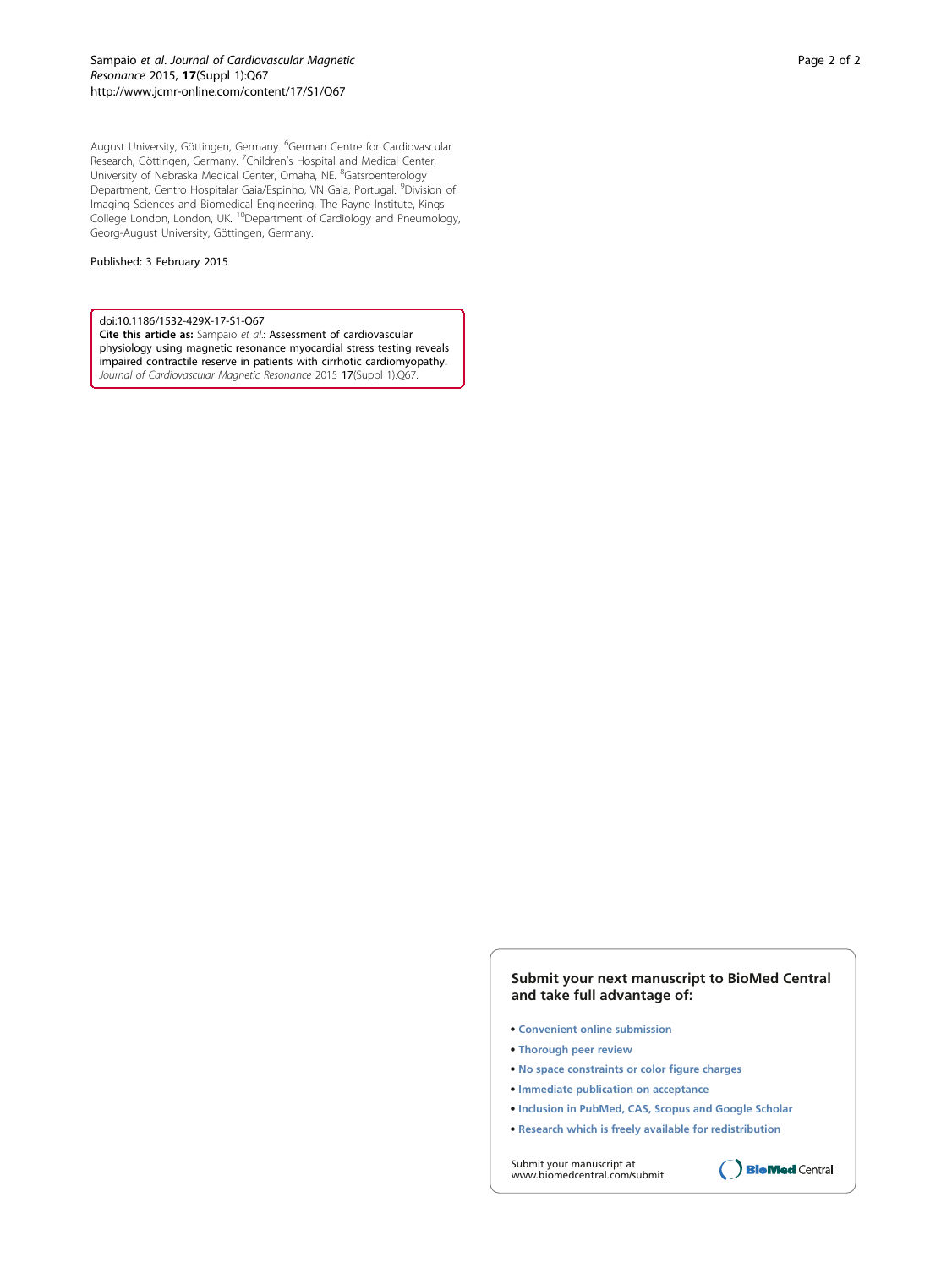August University, Göttingen, Germany. [6]German Centre for Cardiovascular Research, Göttingen, Germany. [7]Children's Hospital and Medical Center, University of Nebraska Medical Center, Omaha, NE. [8]Gatsroenterology Department, Centro Hospitalar Gaia/Espinho, VN Gaia, Portugal. [9]Division of Imaging Sciences and Biomedical Engineering, The Rayne Institute, Kings College London, London, UK. [10]Department of Cardiology and Pneumology, Georg-August University, Göttingen, Germany.

Published: 3 February 2015

doi:10.1186/1532-429X-17-S1-Q67

**Cite this article as:** Sampaio *et al.*: Assessment of cardiovascular physiology using magnetic resonance myocardial stress testing reveals impaired contractile reserve in patients with cirrhotic cardiomyopathy. *Journal of Cardiovascular Magnetic Resonance* 2015 **17**(Suppl 1):Q67.

**Submit your next manuscript to BioMed Central and take full advantage of:**

- Convenient online submission
- Thorough peer review
- No space constraints or color figure charges
- Immediate publication on acceptance
- Inclusion in PubMed, CAS, Scopus and Google Scholar
- Research which is freely available for redistribution

Submit your manuscript at www.biomedcentral.com/submit

BioMed Central